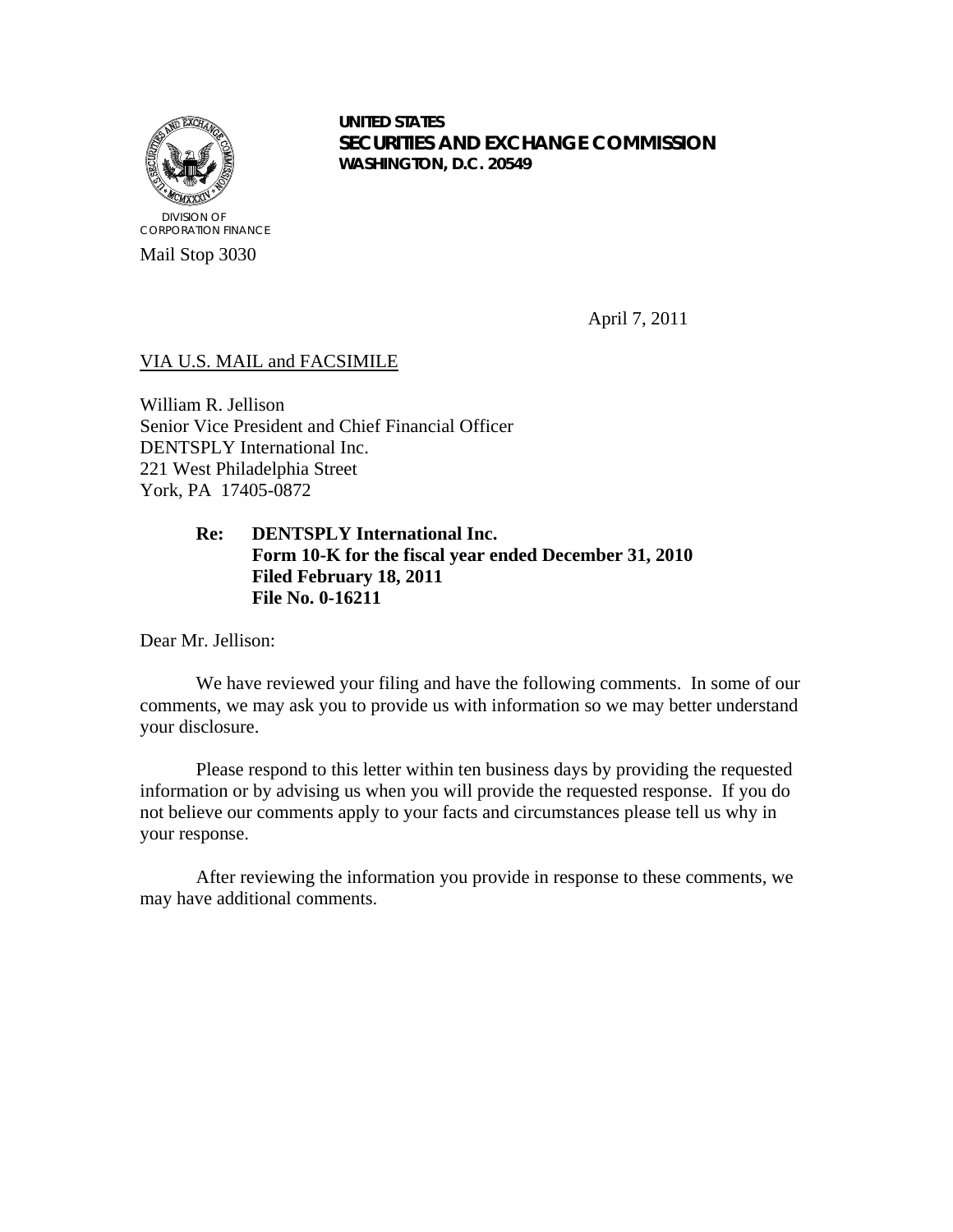UNITED STATES
**SECURITIES AND EXCHANGE COMMISSION**
WASHINGTON, D.C. 20549

DIVISION OF
CORPORATION FINANCE

Mail Stop 3030

April 7, 2011

VIA U.S. MAIL and FACSIMILE

William R. Jellison
Senior Vice President and Chief Financial Officer
DENTSPLY International Inc.
221 West Philadelphia Street
York, PA 17405-0872

**Re: DENTSPLY International Inc.**
**Form 10-K for the fiscal year ended December 31, 2010**
**Filed February 18, 2011**
**File No. 0-16211**

Dear Mr. Jellison:

We have reviewed your filing and have the following comments. In some of our comments, we may ask you to provide us with information so we may better understand your disclosure.

Please respond to this letter within ten business days by providing the requested information or by advising us when you will provide the requested response. If you do not believe our comments apply to your facts and circumstances please tell us why in your response.

After reviewing the information you provide in response to these comments, we may have additional comments.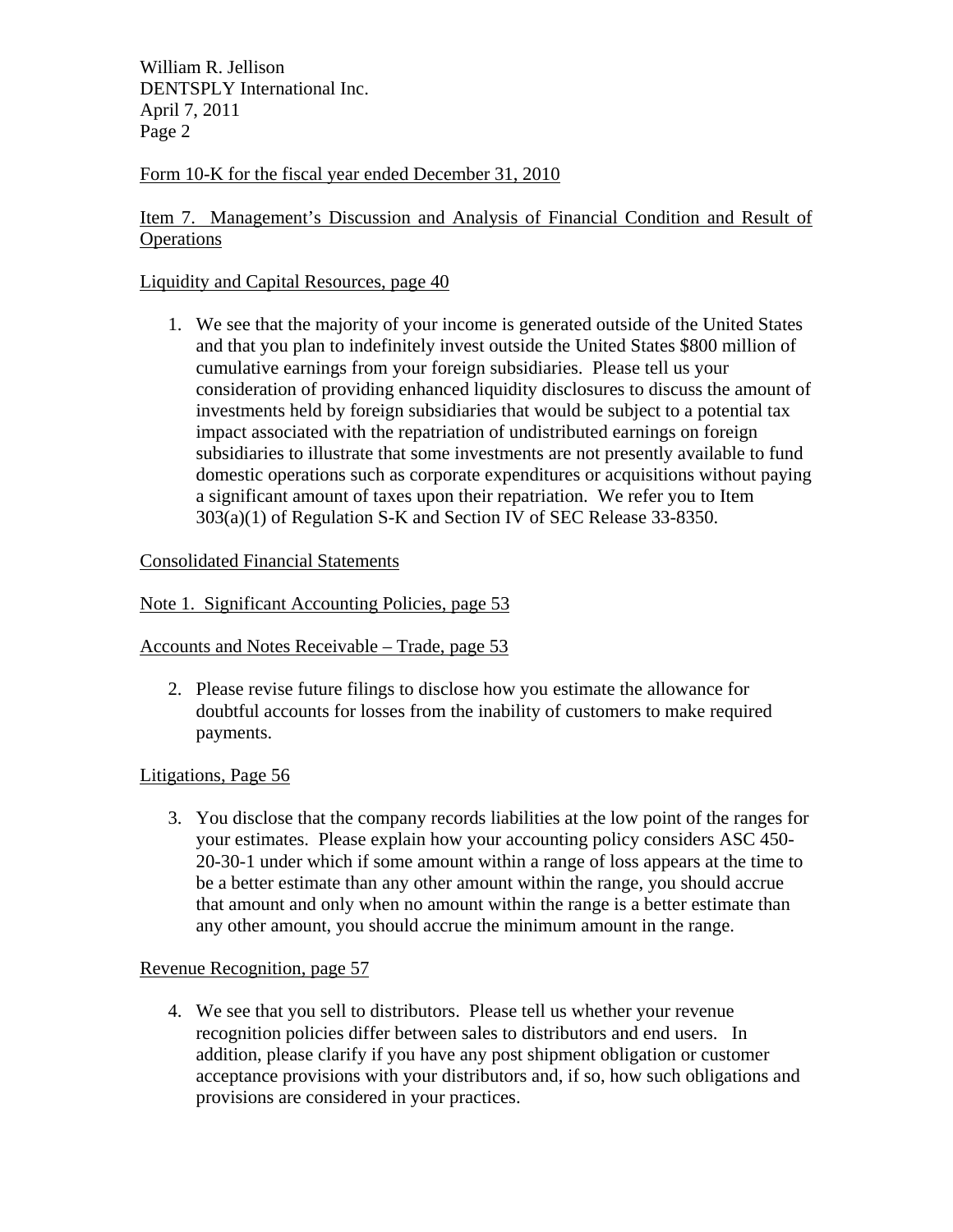Form 10-K for the fiscal year ended December 31, 2010

Item 7. Management's Discussion and Analysis of Financial Condition and Result of Operations

Liquidity and Capital Resources, page 40

1. We see that the majority of your income is generated outside of the United States and that you plan to indefinitely invest outside the United States $800 million of cumulative earnings from your foreign subsidiaries. Please tell us your consideration of providing enhanced liquidity disclosures to discuss the amount of investments held by foreign subsidiaries that would be subject to a potential tax impact associated with the repatriation of undistributed earnings on foreign subsidiaries to illustrate that some investments are not presently available to fund domestic operations such as corporate expenditures or acquisitions without paying a significant amount of taxes upon their repatriation. We refer you to Item 303(a)(1) of Regulation S-K and Section IV of SEC Release 33-8350.

Consolidated Financial Statements

Note 1. Significant Accounting Policies, page 53

Accounts and Notes Receivable – Trade, page 53

2. Please revise future filings to disclose how you estimate the allowance for doubtful accounts for losses from the inability of customers to make required payments.

Litigations, Page 56

3. You disclose that the company records liabilities at the low point of the ranges for your estimates. Please explain how your accounting policy considers ASC 450-20-30-1 under which if some amount within a range of loss appears at the time to be a better estimate than any other amount within the range, you should accrue that amount and only when no amount within the range is a better estimate than any other amount, you should accrue the minimum amount in the range.

Revenue Recognition, page 57

4. We see that you sell to distributors. Please tell us whether your revenue recognition policies differ between sales to distributors and end users. In addition, please clarify if you have any post shipment obligation or customer acceptance provisions with your distributors and, if so, how such obligations and provisions are considered in your practices.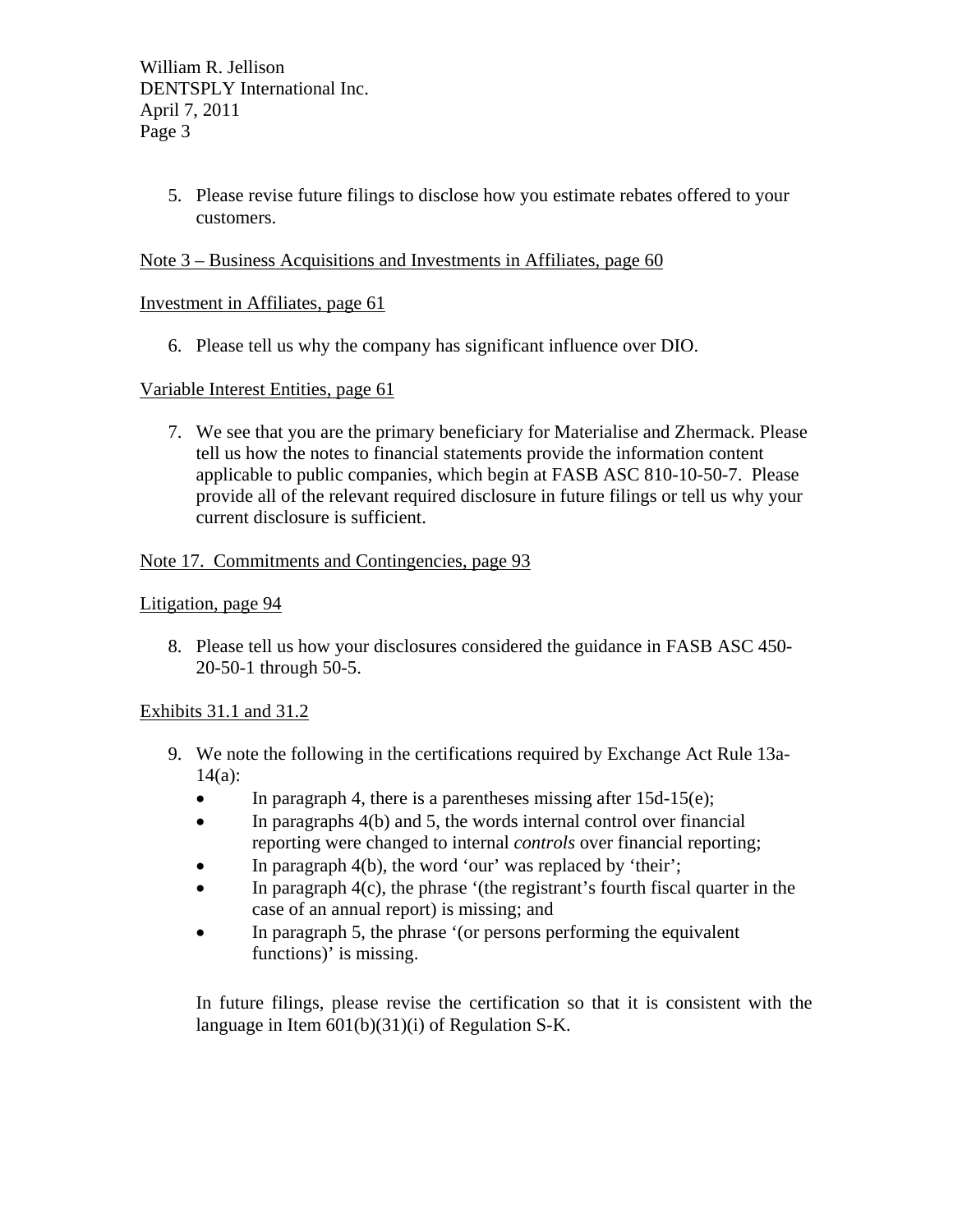5. Please revise future filings to disclose how you estimate rebates offered to your customers.

Note 3 – Business Acquisitions and Investments in Affiliates, page 60

Investment in Affiliates, page 61

6. Please tell us why the company has significant influence over DIO.

Variable Interest Entities, page 61

7. We see that you are the primary beneficiary for Materialise and Zhermack. Please tell us how the notes to financial statements provide the information content applicable to public companies, which begin at FASB ASC 810-10-50-7. Please provide all of the relevant required disclosure in future filings or tell us why your current disclosure is sufficient.

Note 17. Commitments and Contingencies, page 93

Litigation, page 94

8. Please tell us how your disclosures considered the guidance in FASB ASC 450-20-50-1 through 50-5.

Exhibits 31.1 and 31.2

9. We note the following in the certifications required by Exchange Act Rule 13a-14(a):
   - In paragraph 4, there is a parentheses missing after 15d-15(e);
   - In paragraphs 4(b) and 5, the words internal control over financial reporting were changed to internal *controls* over financial reporting;
   - In paragraph 4(b), the word 'our' was replaced by 'their';
   - In paragraph 4(c), the phrase '(the registrant's fourth fiscal quarter in the case of an annual report) is missing; and
   - In paragraph 5, the phrase '(or persons performing the equivalent functions)' is missing.

   In future filings, please revise the certification so that it is consistent with the language in Item 601(b)(31)(i) of Regulation S-K.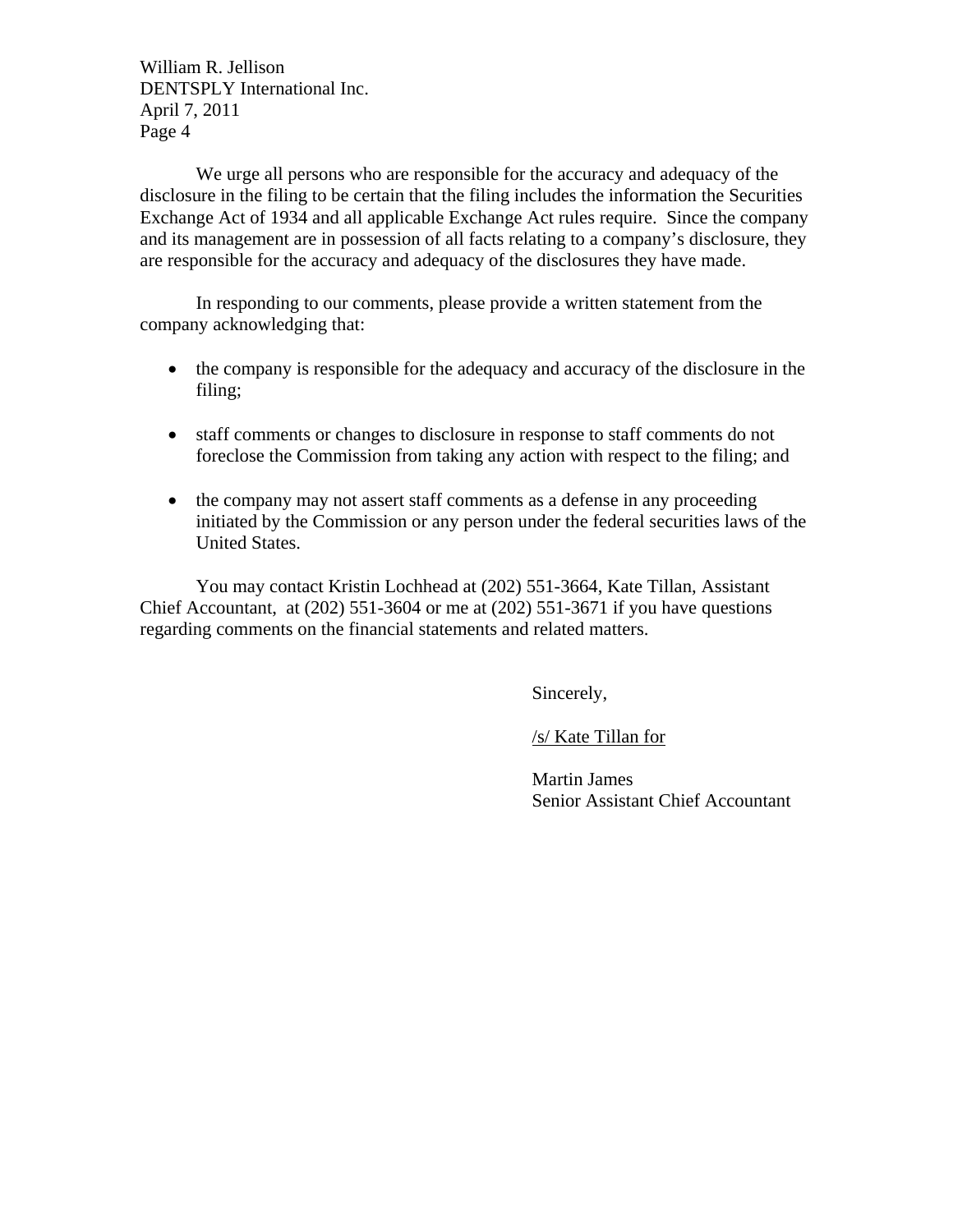We urge all persons who are responsible for the accuracy and adequacy of the disclosure in the filing to be certain that the filing includes the information the Securities Exchange Act of 1934 and all applicable Exchange Act rules require. Since the company and its management are in possession of all facts relating to a company's disclosure, they are responsible for the accuracy and adequacy of the disclosures they have made.

In responding to our comments, please provide a written statement from the company acknowledging that:

- the company is responsible for the adequacy and accuracy of the disclosure in the filing;
- staff comments or changes to disclosure in response to staff comments do not foreclose the Commission from taking any action with respect to the filing; and
- the company may not assert staff comments as a defense in any proceeding initiated by the Commission or any person under the federal securities laws of the United States.

You may contact Kristin Lochhead at (202) 551-3664, Kate Tillan, Assistant Chief Accountant, at (202) 551-3604 or me at (202) 551-3671 if you have questions regarding comments on the financial statements and related matters.

Sincerely,

/s/ Kate Tillan for

Martin James
Senior Assistant Chief Accountant